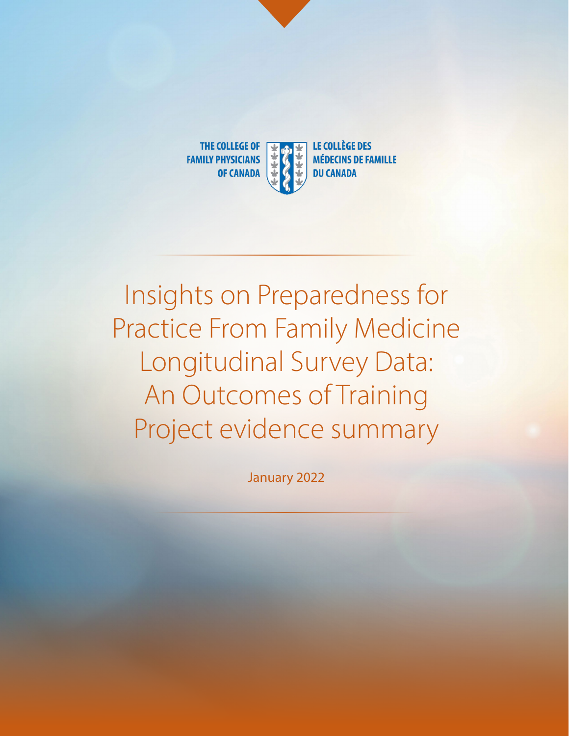THE COLLEGE OF FAMILY PHYSICIANS OF CANADA

LE COLLÈGE DES MÉDECINS DE FAMILLE DU CANADA

# Insights on Preparedness for Practice From Family Medicine Longitudinal Survey Data: An Outcomes of Training Project evidence summary

January 2022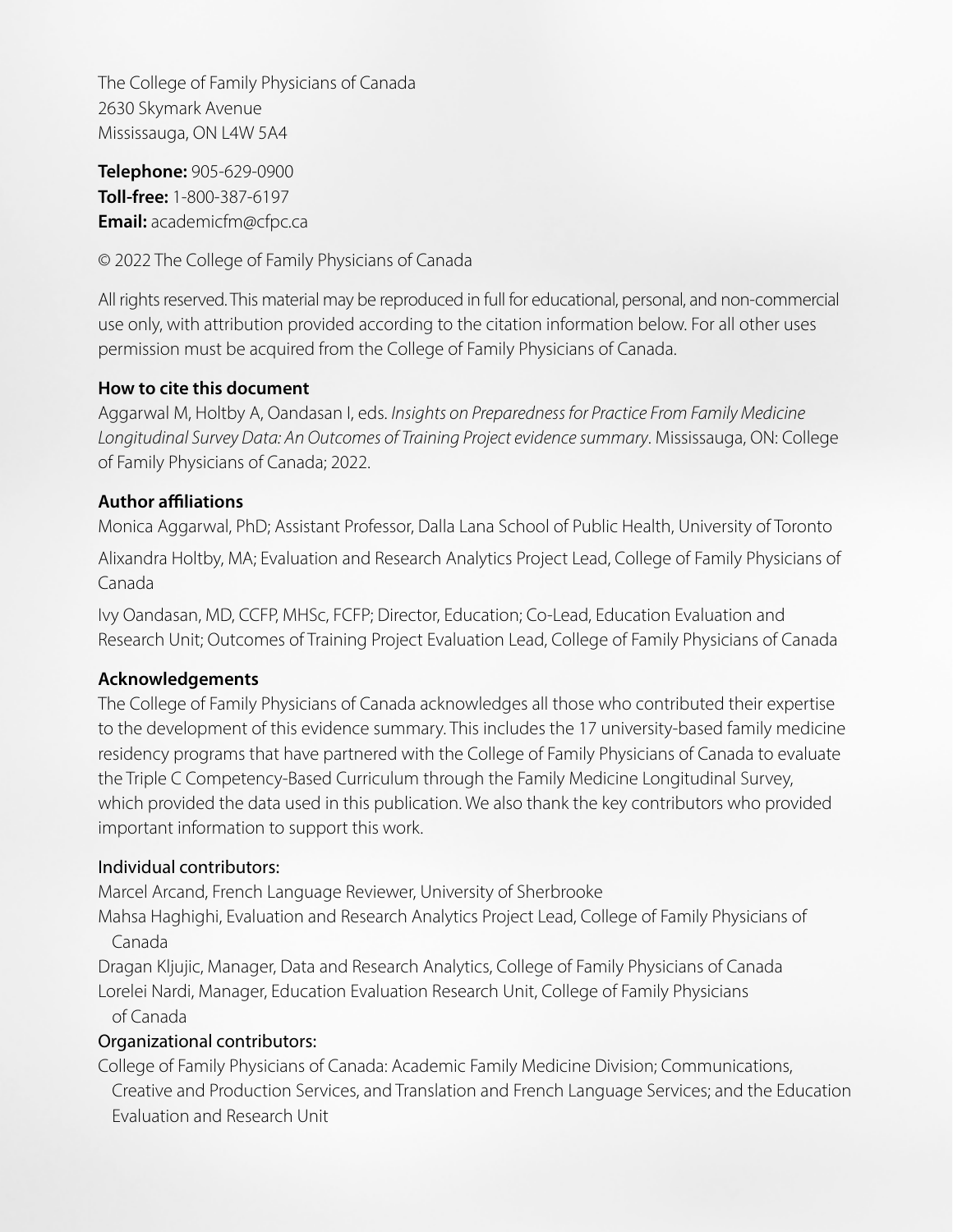The College of Family Physicians of Canada
2630 Skymark Avenue
Mississauga, ON L4W 5A4

**Telephone:** 905-629-0900
**Toll-free:** 1-800-387-6197
**Email:** academicfm@cfpc.ca

© 2022 The College of Family Physicians of Canada

All rights reserved. This material may be reproduced in full for educational, personal, and non-commercial use only, with attribution provided according to the citation information below. For all other uses permission must be acquired from the College of Family Physicians of Canada.

**How to cite this document**

Aggarwal M, Holtby A, Oandasan I, eds. *Insights on Preparedness for Practice From Family Medicine Longitudinal Survey Data: An Outcomes of Training Project evidence summary*. Mississauga, ON: College of Family Physicians of Canada; 2022.

**Author affiliations**

Monica Aggarwal, PhD; Assistant Professor, Dalla Lana School of Public Health, University of Toronto

Alixandra Holtby, MA; Evaluation and Research Analytics Project Lead, College of Family Physicians of Canada

Ivy Oandasan, MD, CCFP, MHSc, FCFP; Director, Education; Co-Lead, Education Evaluation and Research Unit; Outcomes of Training Project Evaluation Lead, College of Family Physicians of Canada

**Acknowledgements**

The College of Family Physicians of Canada acknowledges all those who contributed their expertise to the development of this evidence summary. This includes the 17 university-based family medicine residency programs that have partnered with the College of Family Physicians of Canada to evaluate the Triple C Competency-Based Curriculum through the Family Medicine Longitudinal Survey, which provided the data used in this publication. We also thank the key contributors who provided important information to support this work.

Individual contributors:

Marcel Arcand, French Language Reviewer, University of Sherbrooke
Mahsa Haghighi, Evaluation and Research Analytics Project Lead, College of Family Physicians of Canada
Dragan Kljujic, Manager, Data and Research Analytics, College of Family Physicians of Canada
Lorelei Nardi, Manager, Education Evaluation Research Unit, College of Family Physicians of Canada

Organizational contributors:

College of Family Physicians of Canada: Academic Family Medicine Division; Communications, Creative and Production Services, and Translation and French Language Services; and the Education Evaluation and Research Unit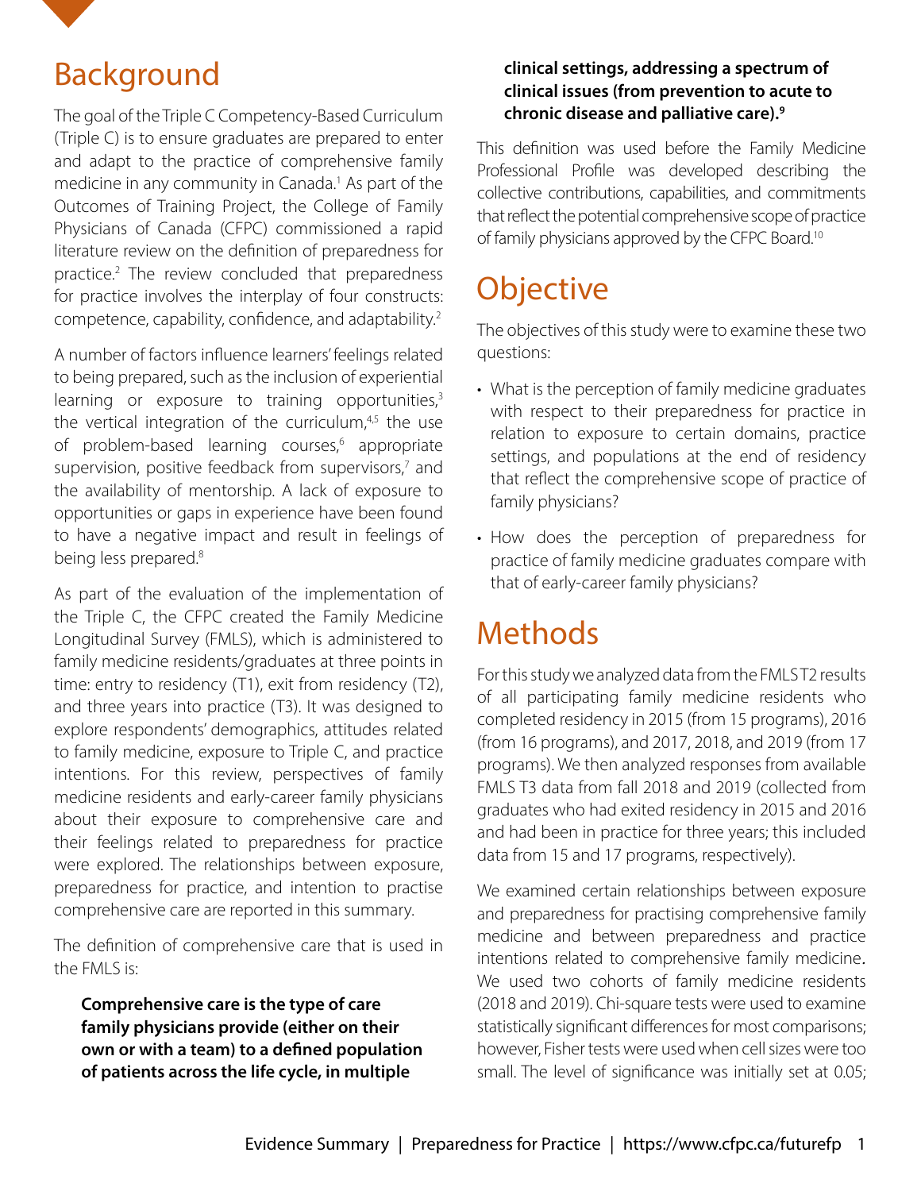# Background

The goal of the Triple C Competency-Based Curriculum (Triple C) is to ensure graduates are prepared to enter and adapt to the practice of comprehensive family medicine in any community in Canada.[1] As part of the Outcomes of Training Project, the College of Family Physicians of Canada (CFPC) commissioned a rapid literature review on the definition of preparedness for practice.[2] The review concluded that preparedness for practice involves the interplay of four constructs: competence, capability, confidence, and adaptability.[2]

A number of factors influence learners' feelings related to being prepared, such as the inclusion of experiential learning or exposure to training opportunities,[3] the vertical integration of the curriculum,[4,5] the use of problem-based learning courses,[6] appropriate supervision, positive feedback from supervisors,[7] and the availability of mentorship. A lack of exposure to opportunities or gaps in experience have been found to have a negative impact and result in feelings of being less prepared.[8]

As part of the evaluation of the implementation of the Triple C, the CFPC created the Family Medicine Longitudinal Survey (FMLS), which is administered to family medicine residents/graduates at three points in time: entry to residency (T1), exit from residency (T2), and three years into practice (T3). It was designed to explore respondents' demographics, attitudes related to family medicine, exposure to Triple C, and practice intentions. For this review, perspectives of family medicine residents and early-career family physicians about their exposure to comprehensive care and their feelings related to preparedness for practice were explored. The relationships between exposure, preparedness for practice, and intention to practise comprehensive care are reported in this summary.

The definition of comprehensive care that is used in the FMLS is:

> **Comprehensive care is the type of care family physicians provide (either on their own or with a team) to a defined population of patients across the life cycle, in multiple clinical settings, addressing a spectrum of clinical issues (from prevention to acute to chronic disease and palliative care).[9]**

This definition was used before the Family Medicine Professional Profile was developed describing the collective contributions, capabilities, and commitments that reflect the potential comprehensive scope of practice of family physicians approved by the CFPC Board.[10]

# Objective

The objectives of this study were to examine these two questions:

- What is the perception of family medicine graduates with respect to their preparedness for practice in relation to exposure to certain domains, practice settings, and populations at the end of residency that reflect the comprehensive scope of practice of family physicians?
- How does the perception of preparedness for practice of family medicine graduates compare with that of early-career family physicians?

# Methods

For this study we analyzed data from the FMLS T2 results of all participating family medicine residents who completed residency in 2015 (from 15 programs), 2016 (from 16 programs), and 2017, 2018, and 2019 (from 17 programs). We then analyzed responses from available FMLS T3 data from fall 2018 and 2019 (collected from graduates who had exited residency in 2015 and 2016 and had been in practice for three years; this included data from 15 and 17 programs, respectively).

We examined certain relationships between exposure and preparedness for practising comprehensive family medicine and between preparedness and practice intentions related to comprehensive family medicine. We used two cohorts of family medicine residents (2018 and 2019). Chi-square tests were used to examine statistically significant differences for most comparisons; however, Fisher tests were used when cell sizes were too small. The level of significance was initially set at 0.05;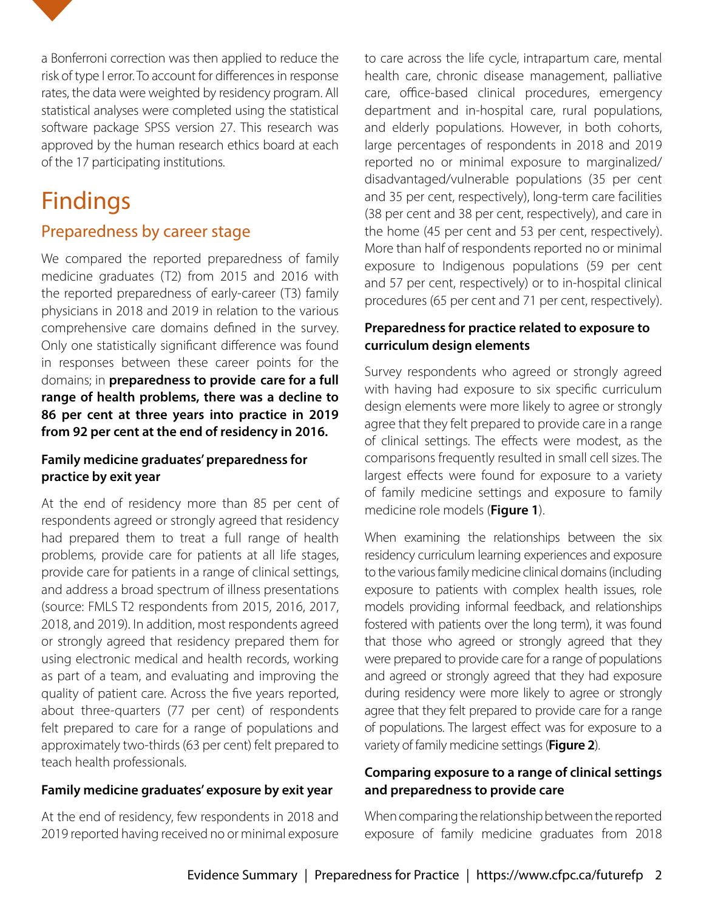a Bonferroni correction was then applied to reduce the risk of type I error. To account for differences in response rates, the data were weighted by residency program. All statistical analyses were completed using the statistical software package SPSS version 27. This research was approved by the human research ethics board at each of the 17 participating institutions.

# Findings

## Preparedness by career stage

We compared the reported preparedness of family medicine graduates (T2) from 2015 and 2016 with the reported preparedness of early-career (T3) family physicians in 2018 and 2019 in relation to the various comprehensive care domains defined in the survey. Only one statistically significant difference was found in responses between these career points for the domains; in **preparedness to provide care for a full range of health problems, there was a decline to 86 per cent at three years into practice in 2019 from 92 per cent at the end of residency in 2016.**

### Family medicine graduates' preparedness for practice by exit year

At the end of residency more than 85 per cent of respondents agreed or strongly agreed that residency had prepared them to treat a full range of health problems, provide care for patients at all life stages, provide care for patients in a range of clinical settings, and address a broad spectrum of illness presentations (source: FMLS T2 respondents from 2015, 2016, 2017, 2018, and 2019). In addition, most respondents agreed or strongly agreed that residency prepared them for using electronic medical and health records, working as part of a team, and evaluating and improving the quality of patient care. Across the five years reported, about three-quarters (77 per cent) of respondents felt prepared to care for a range of populations and approximately two-thirds (63 per cent) felt prepared to teach health professionals.

### Family medicine graduates' exposure by exit year

At the end of residency, few respondents in 2018 and 2019 reported having received no or minimal exposure to care across the life cycle, intrapartum care, mental health care, chronic disease management, palliative care, office-based clinical procedures, emergency department and in-hospital care, rural populations, and elderly populations. However, in both cohorts, large percentages of respondents in 2018 and 2019 reported no or minimal exposure to marginalized/disadvantaged/vulnerable populations (35 per cent and 35 per cent, respectively), long-term care facilities (38 per cent and 38 per cent, respectively), and care in the home (45 per cent and 53 per cent, respectively). More than half of respondents reported no or minimal exposure to Indigenous populations (59 per cent and 57 per cent, respectively) or to in-hospital clinical procedures (65 per cent and 71 per cent, respectively).

### Preparedness for practice related to exposure to curriculum design elements

Survey respondents who agreed or strongly agreed with having had exposure to six specific curriculum design elements were more likely to agree or strongly agree that they felt prepared to provide care in a range of clinical settings. The effects were modest, as the comparisons frequently resulted in small cell sizes. The largest effects were found for exposure to a variety of family medicine settings and exposure to family medicine role models (**Figure 1**).

When examining the relationships between the six residency curriculum learning experiences and exposure to the various family medicine clinical domains (including exposure to patients with complex health issues, role models providing informal feedback, and relationships fostered with patients over the long term), it was found that those who agreed or strongly agreed that they were prepared to provide care for a range of populations and agreed or strongly agreed that they had exposure during residency were more likely to agree or strongly agree that they felt prepared to provide care for a range of populations. The largest effect was for exposure to a variety of family medicine settings (**Figure 2**).

### Comparing exposure to a range of clinical settings and preparedness to provide care

When comparing the relationship between the reported exposure of family medicine graduates from 2018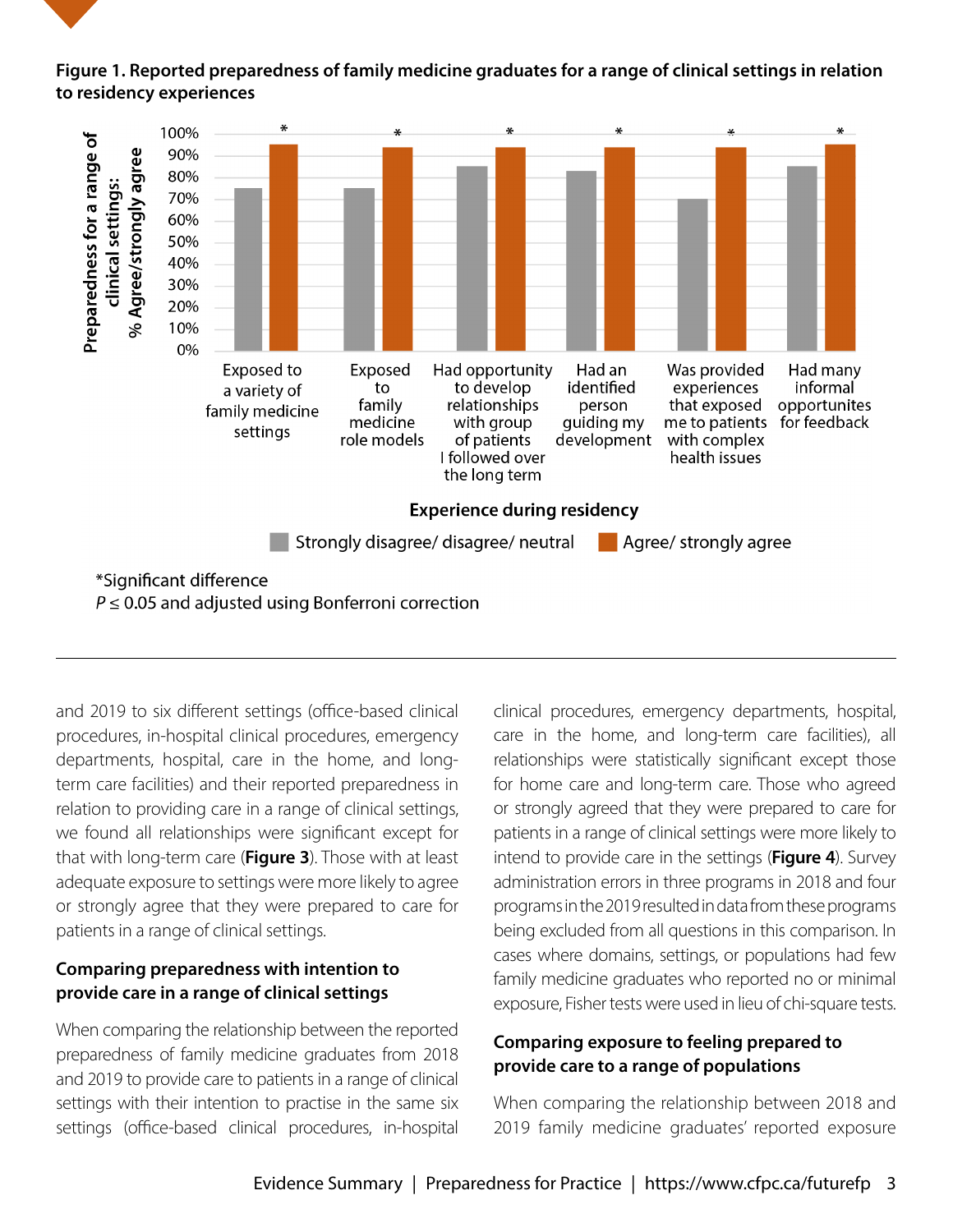**Figure 1. Reported preparedness of family medicine graduates for a range of clinical settings in relation to residency experiences**

*Significant difference
$P \leq 0.05$ and adjusted using Bonferroni correction

and 2019 to six different settings (office-based clinical procedures, in-hospital clinical procedures, emergency departments, hospital, care in the home, and long-term care facilities) and their reported preparedness in relation to providing care in a range of clinical settings, we found all relationships were significant except for that with long-term care (**Figure 3**). Those with at least adequate exposure to settings were more likely to agree or strongly agree that they were prepared to care for patients in a range of clinical settings.

### Comparing preparedness with intention to provide care in a range of clinical settings

When comparing the relationship between the reported preparedness of family medicine graduates from 2018 and 2019 to provide care to patients in a range of clinical settings with their intention to practise in the same six settings (office-based clinical procedures, in-hospital clinical procedures, emergency departments, hospital, care in the home, and long-term care facilities), all relationships were statistically significant except those for home care and long-term care. Those who agreed or strongly agreed that they were prepared to care for patients in a range of clinical settings were more likely to intend to provide care in the settings (**Figure 4**). Survey administration errors in three programs in 2018 and four programs in the 2019 resulted in data from these programs being excluded from all questions in this comparison. In cases where domains, settings, or populations had few family medicine graduates who reported no or minimal exposure, Fisher tests were used in lieu of chi-square tests.

### Comparing exposure to feeling prepared to provide care to a range of populations

When comparing the relationship between 2018 and 2019 family medicine graduates' reported exposure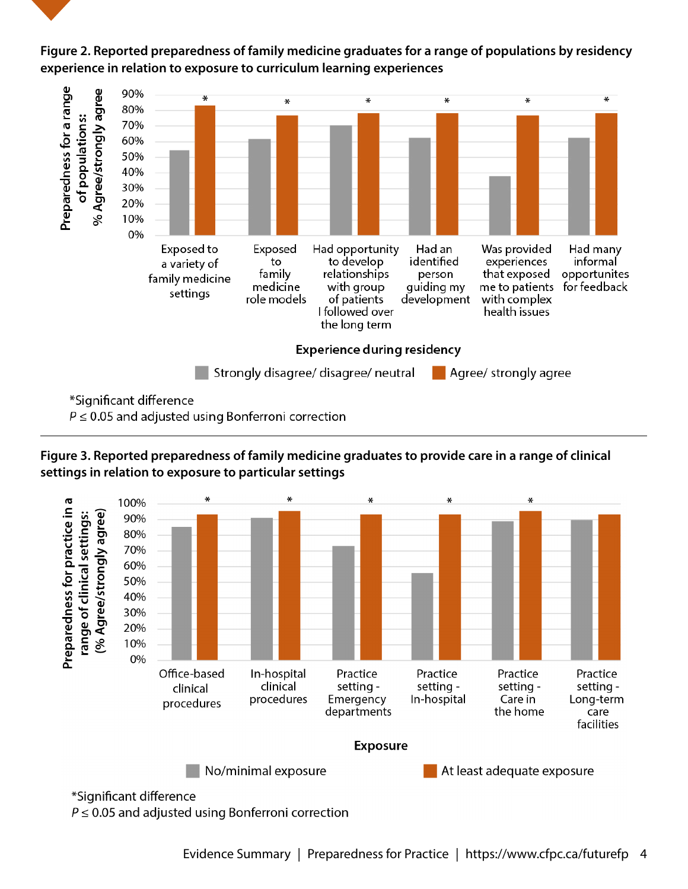**Figure 2. Reported preparedness of family medicine graduates for a range of populations by residency experience in relation to exposure to curriculum learning experiences**

Preparedness for a range of populations: % Agree/strongly agree

Experience during residency

Strongly disagree/ disagree/ neutral | Agree/ strongly agree

Exposed to a variety of family medicine settings *
Exposed to family medicine role models *
Had opportunity to develop relationships with group of patients I followed over the long term *
Had an identified person guiding my development *
Was provided experiences that exposed me to patients with complex health issues *
Had many informal opportunites for feedback *

*Significant difference
$P \leq 0.05$ and adjusted using Bonferroni correction

---

**Figure 3. Reported preparedness of family medicine graduates to provide care in a range of clinical settings in relation to exposure to particular settings**

Preparedness for practice in a range of clinical settings: (% Agree/strongly agree)

Exposure

No/minimal exposure | At least adequate exposure

Office-based clinical procedures *
In-hospital clinical procedures *
Practice setting - Emergency departments *
Practice setting - In-hospital *
Practice setting - Care in the home *
Practice setting - Long-term care facilities

*Significant difference
$P \leq 0.05$ and adjusted using Bonferroni correction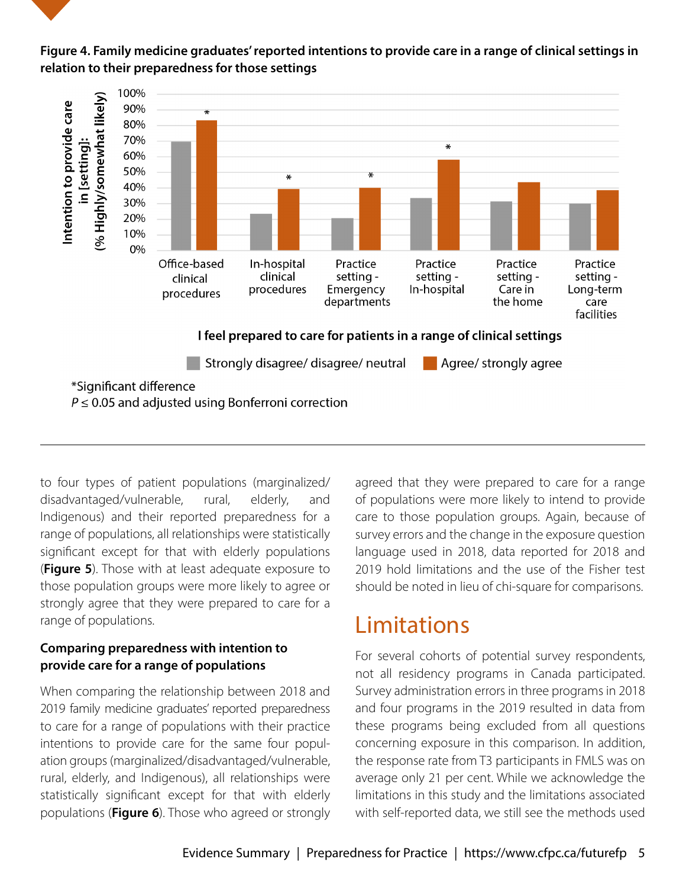**Figure 4. Family medicine graduates' reported intentions to provide care in a range of clinical settings in relation to their preparedness for those settings**

*Significant difference
$P \leq 0.05$ and adjusted using Bonferroni correction

to four types of patient populations (marginalized/disadvantaged/vulnerable, rural, elderly, and Indigenous) and their reported preparedness for a range of populations, all relationships were statistically significant except for that with elderly populations (**Figure 5**). Those with at least adequate exposure to those population groups were more likely to agree or strongly agree that they were prepared to care for a range of populations.

### Comparing preparedness with intention to provide care for a range of populations

When comparing the relationship between 2018 and 2019 family medicine graduates' reported preparedness to care for a range of populations with their practice intentions to provide care for the same four population groups (marginalized/disadvantaged/vulnerable, rural, elderly, and Indigenous), all relationships were statistically significant except for that with elderly populations (**Figure 6**). Those who agreed or strongly agreed that they were prepared to care for a range of populations were more likely to intend to provide care to those population groups. Again, because of survey errors and the change in the exposure question language used in 2018, data reported for 2018 and 2019 hold limitations and the use of the Fisher test should be noted in lieu of chi-square for comparisons.

## Limitations

For several cohorts of potential survey respondents, not all residency programs in Canada participated. Survey administration errors in three programs in 2018 and four programs in the 2019 resulted in data from these programs being excluded from all questions concerning exposure in this comparison. In addition, the response rate from T3 participants in FMLS was on average only 21 per cent. While we acknowledge the limitations in this study and the limitations associated with self-reported data, we still see the methods used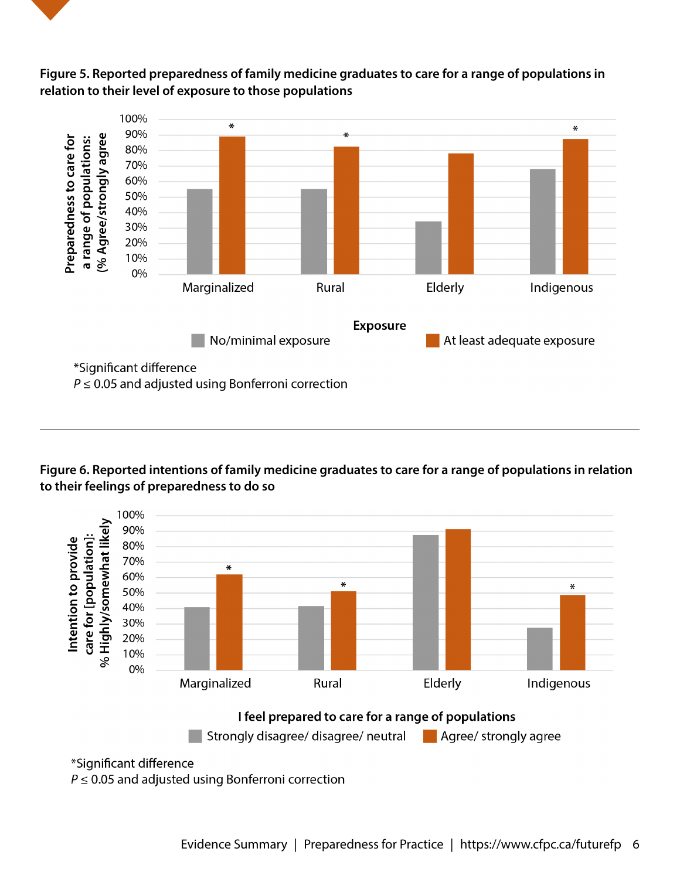**Figure 5. Reported preparedness of family medicine graduates to care for a range of populations in relation to their level of exposure to those populations**

Preparedness to care for a range of populations: (% Agree/strongly agree)

100%
90%
80%
70%
60%
50%
40%
30%
20%
10%
0%

Marginalized\* | Rural\* | Elderly | Indigenous\*

Exposure

No/minimal exposure | At least adequate exposure

\*Significant difference
$P \leq 0.05$ and adjusted using Bonferroni correction

---

**Figure 6. Reported intentions of family medicine graduates to care for a range of populations in relation to their feelings of preparedness to do so**

Intention to provide care for [population]: % Highly/somewhat likely

100%
90%
80%
70%
60%
50%
40%
30%
20%
10%
0%

Marginalized\* | Rural\* | Elderly | Indigenous\*

I feel prepared to care for a range of populations

Strongly disagree/ disagree/ neutral | Agree/ strongly agree

\*Significant difference
$P \leq 0.05$ and adjusted using Bonferroni correction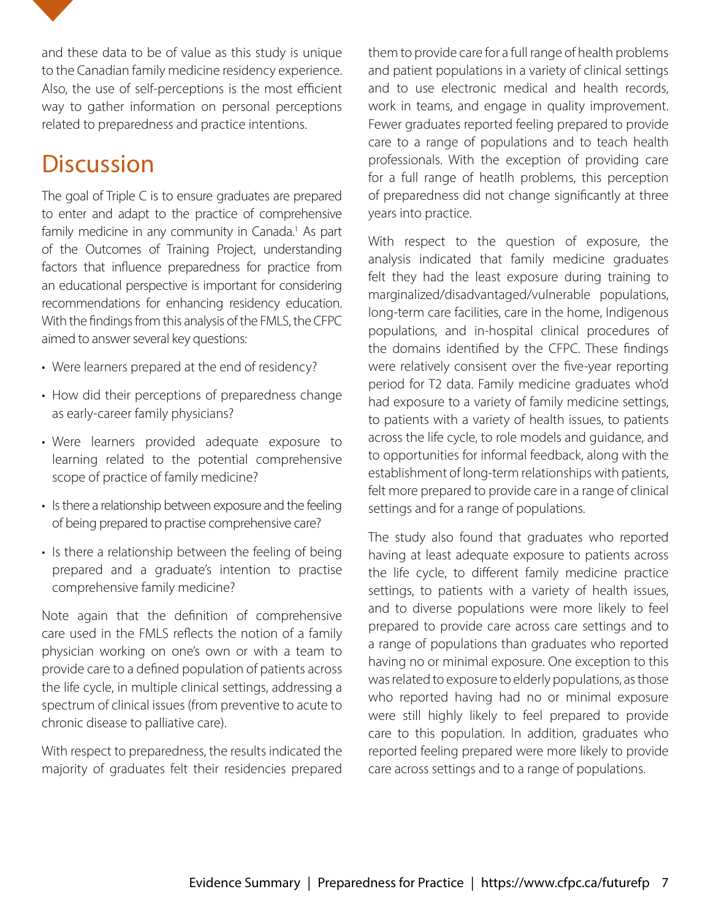and these data to be of value as this study is unique to the Canadian family medicine residency experience. Also, the use of self-perceptions is the most efficient way to gather information on personal perceptions related to preparedness and practice intentions.

## Discussion

The goal of Triple C is to ensure graduates are prepared to enter and adapt to the practice of comprehensive family medicine in any community in Canada.[1] As part of the Outcomes of Training Project, understanding factors that influence preparedness for practice from an educational perspective is important for considering recommendations for enhancing residency education. With the findings from this analysis of the FMLS, the CFPC aimed to answer several key questions:

- Were learners prepared at the end of residency?
- How did their perceptions of preparedness change as early-career family physicians?
- Were learners provided adequate exposure to learning related to the potential comprehensive scope of practice of family medicine?
- Is there a relationship between exposure and the feeling of being prepared to practise comprehensive care?
- Is there a relationship between the feeling of being prepared and a graduate's intention to practise comprehensive family medicine?

Note again that the definition of comprehensive care used in the FMLS reflects the notion of a family physician working on one's own or with a team to provide care to a defined population of patients across the life cycle, in multiple clinical settings, addressing a spectrum of clinical issues (from preventive to acute to chronic disease to palliative care).

With respect to preparedness, the results indicated the majority of graduates felt their residencies prepared them to provide care for a full range of health problems and patient populations in a variety of clinical settings and to use electronic medical and health records, work in teams, and engage in quality improvement. Fewer graduates reported feeling prepared to provide care to a range of populations and to teach health professionals. With the exception of providing care for a full range of heatlh problems, this perception of preparedness did not change significantly at three years into practice.

With respect to the question of exposure, the analysis indicated that family medicine graduates felt they had the least exposure during training to marginalized/disadvantaged/vulnerable populations, long-term care facilities, care in the home, Indigenous populations, and in-hospital clinical procedures of the domains identified by the CFPC. These findings were relatively consisent over the five-year reporting period for T2 data. Family medicine graduates who'd had exposure to a variety of family medicine settings, to patients with a variety of health issues, to patients across the life cycle, to role models and guidance, and to opportunities for informal feedback, along with the establishment of long-term relationships with patients, felt more prepared to provide care in a range of clinical settings and for a range of populations.

The study also found that graduates who reported having at least adequate exposure to patients across the life cycle, to different family medicine practice settings, to patients with a variety of health issues, and to diverse populations were more likely to feel prepared to provide care across care settings and to a range of populations than graduates who reported having no or minimal exposure. One exception to this was related to exposure to elderly populations, as those who reported having had no or minimal exposure were still highly likely to feel prepared to provide care to this population. In addition, graduates who reported feeling prepared were more likely to provide care across settings and to a range of populations.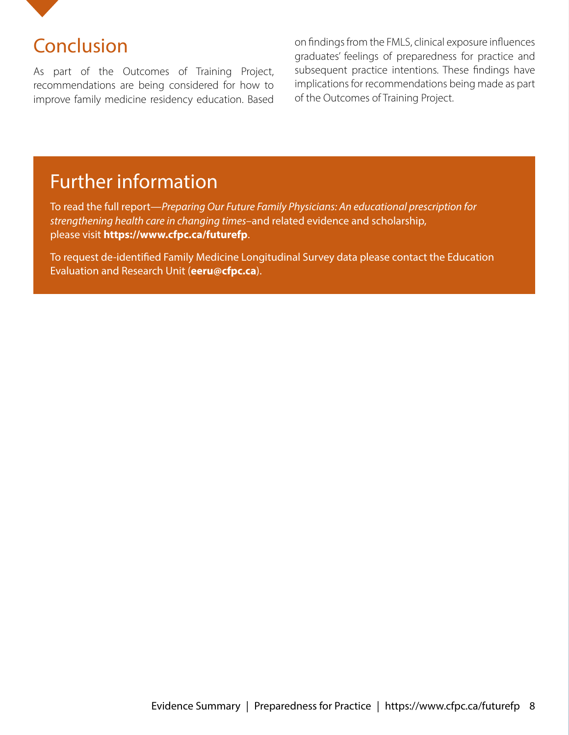## Conclusion

As part of the Outcomes of Training Project, recommendations are being considered for how to improve family medicine residency education. Based on findings from the FMLS, clinical exposure influences graduates' feelings of preparedness for practice and subsequent practice intentions. These findings have implications for recommendations being made as part of the Outcomes of Training Project.

## Further information

To read the full report—*Preparing Our Future Family Physicians: An educational prescription for strengthening health care in changing times*–and related evidence and scholarship, please visit **https://www.cfpc.ca/futurefp**.

To request de-identified Family Medicine Longitudinal Survey data please contact the Education Evaluation and Research Unit (**eeru@cfpc.ca**).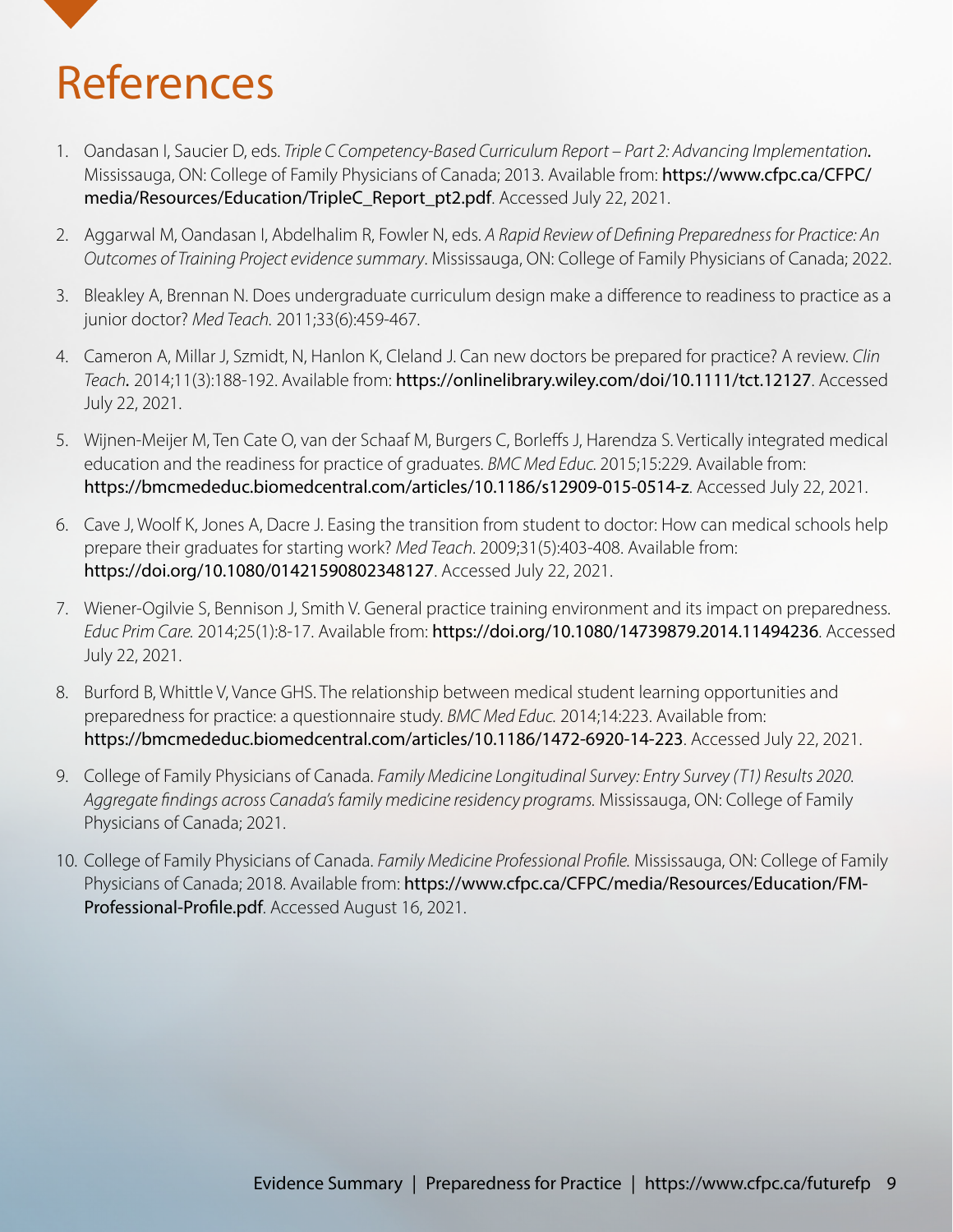# References

1. Oandasan I, Saucier D, eds. *Triple C Competency-Based Curriculum Report – Part 2: Advancing Implementation*. Mississauga, ON: College of Family Physicians of Canada; 2013. Available from: **https://www.cfpc.ca/CFPC/media/Resources/Education/TripleC_Report_pt2.pdf**. Accessed July 22, 2021.

2. Aggarwal M, Oandasan I, Abdelhalim R, Fowler N, eds. *A Rapid Review of Defining Preparedness for Practice: An Outcomes of Training Project evidence summary*. Mississauga, ON: College of Family Physicians of Canada; 2022.

3. Bleakley A, Brennan N. Does undergraduate curriculum design make a difference to readiness to practice as a junior doctor? *Med Teach.* 2011;33(6):459-467.

4. Cameron A, Millar J, Szmidt, N, Hanlon K, Cleland J. Can new doctors be prepared for practice? A review. *Clin Teach.* 2014;11(3):188-192. Available from: **https://onlinelibrary.wiley.com/doi/10.1111/tct.12127**. Accessed July 22, 2021.

5. Wijnen-Meijer M, Ten Cate O, van der Schaaf M, Burgers C, Borleffs J, Harendza S. Vertically integrated medical education and the readiness for practice of graduates. *BMC Med Educ.* 2015;15:229. Available from: **https://bmcmededuc.biomedcentral.com/articles/10.1186/s12909-015-0514-z**. Accessed July 22, 2021.

6. Cave J, Woolf K, Jones A, Dacre J. Easing the transition from student to doctor: How can medical schools help prepare their graduates for starting work? *Med Teach*. 2009;31(5):403-408. Available from: **https://doi.org/10.1080/01421590802348127**. Accessed July 22, 2021.

7. Wiener-Ogilvie S, Bennison J, Smith V. General practice training environment and its impact on preparedness. *Educ Prim Care.* 2014;25(1):8-17. Available from: **https://doi.org/10.1080/14739879.2014.11494236**. Accessed July 22, 2021.

8. Burford B, Whittle V, Vance GHS. The relationship between medical student learning opportunities and preparedness for practice: a questionnaire study. *BMC Med Educ.* 2014;14:223. Available from: **https://bmcmededuc.biomedcentral.com/articles/10.1186/1472-6920-14-223**. Accessed July 22, 2021.

9. College of Family Physicians of Canada. *Family Medicine Longitudinal Survey: Entry Survey (T1) Results 2020. Aggregate findings across Canada's family medicine residency programs.* Mississauga, ON: College of Family Physicians of Canada; 2021.

10. College of Family Physicians of Canada. *Family Medicine Professional Profile.* Mississauga, ON: College of Family Physicians of Canada; 2018. Available from: **https://www.cfpc.ca/CFPC/media/Resources/Education/FM-Professional-Profile.pdf**. Accessed August 16, 2021.